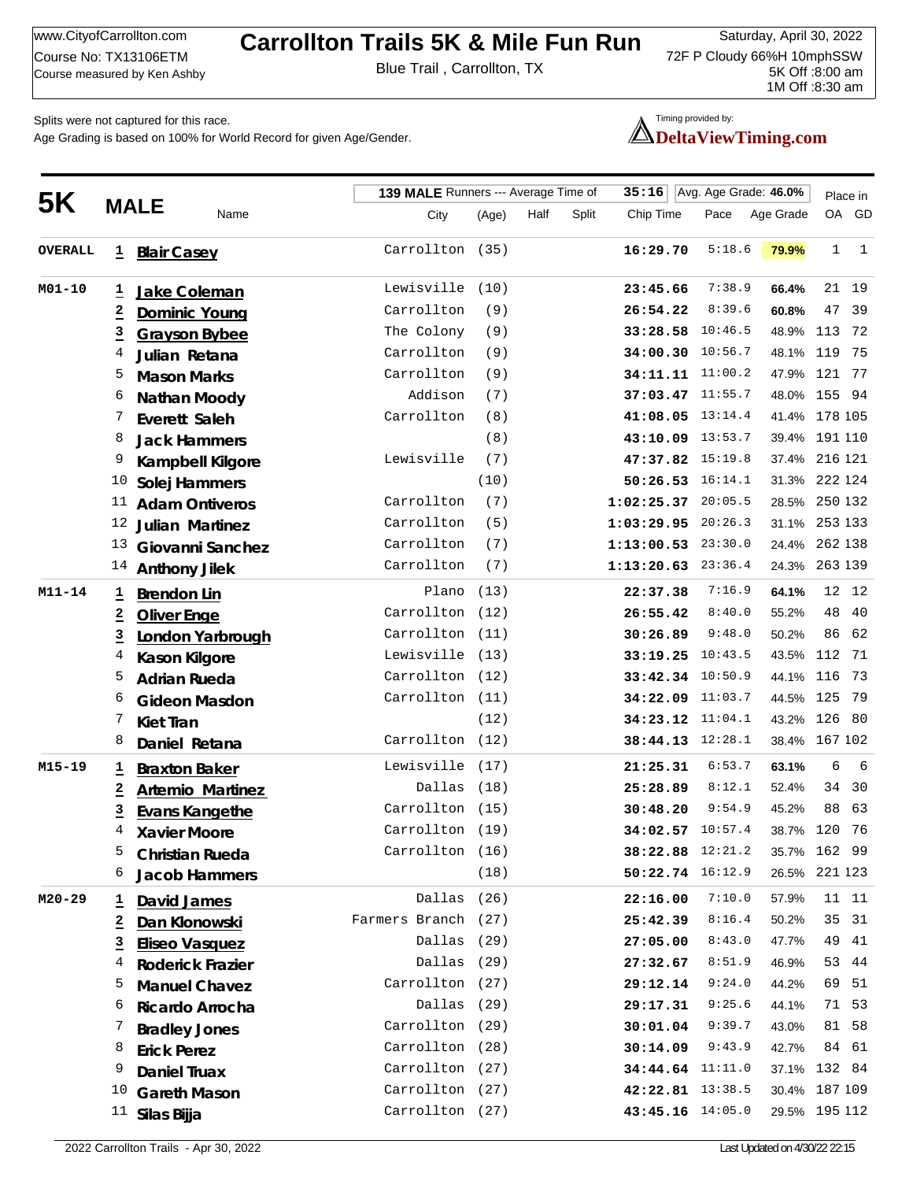www.CityofCarrollton.com
Course No: TX13106ETM
Course measured by Ken Ashby

# Carrollton Trails 5K & Mile Fun Run

Blue Trail , Carrollton, TX

Saturday, April 30, 2022
72F P Cloudy 66%H 10mphSSW
5K Off :8:00 am
1M Off :8:30 am

Splits were not captured for this race.
Age Grading is based on 100% for World Record for given Age/Gender.

Timing provided by: DeltaViewTiming.com

## 5K MALE

139 MALE Runners --- Average Time of 35:16 | Avg. Age Grade: 46.0%

| Division | Place | Name | City | (Age) | Half | Split | Chip Time | Pace | Age Grade | Place in OA | Place in GD |
|---|---|---|---|---|---|---|---|---|---|---|---|
| OVERALL | 1 | Blair Casey | Carrollton | (35) | | | 16:29.70 | 5:18.6 | 79.9% | 1 | 1 |
| M01-10 | 1 | Jake Coleman | Lewisville | (10) | | | 23:45.66 | 7:38.9 | 66.4% | 21 | 19 |
| | 2 | Dominic Young | Carrollton | (9) | | | 26:54.22 | 8:39.6 | 60.8% | 47 | 39 |
| | 3 | Grayson Bybee | The Colony | (9) | | | 33:28.58 | 10:46.5 | 48.9% | 113 | 72 |
| | 4 | Julian Retana | Carrollton | (9) | | | 34:00.30 | 10:56.7 | 48.1% | 119 | 75 |
| | 5 | Mason Marks | Carrollton | (9) | | | 34:11.11 | 11:00.2 | 47.9% | 121 | 77 |
| | 6 | Nathan Moody | Addison | (7) | | | 37:03.47 | 11:55.7 | 48.0% | 155 | 94 |
| | 7 | Everett Saleh | Carrollton | (8) | | | 41:08.05 | 13:14.4 | 41.4% | 178 | 105 |
| | 8 | Jack Hammers | | (8) | | | 43:10.09 | 13:53.7 | 39.4% | 191 | 110 |
| | 9 | Kampbell Kilgore | Lewisville | (7) | | | 47:37.82 | 15:19.8 | 37.4% | 216 | 121 |
| | 10 | Solej Hammers | | (10) | | | 50:26.53 | 16:14.1 | 31.3% | 222 | 124 |
| | 11 | Adam Ontiveros | Carrollton | (7) | | | 1:02:25.37 | 20:05.5 | 28.5% | 250 | 132 |
| | 12 | Julian Martinez | Carrollton | (5) | | | 1:03:29.95 | 20:26.3 | 31.1% | 253 | 133 |
| | 13 | Giovanni Sanchez | Carrollton | (7) | | | 1:13:00.53 | 23:30.0 | 24.4% | 262 | 138 |
| | 14 | Anthony Jilek | Carrollton | (7) | | | 1:13:20.63 | 23:36.4 | 24.3% | 263 | 139 |
| M11-14 | 1 | Brendon Lin | Plano | (13) | | | 22:37.38 | 7:16.9 | 64.1% | 12 | 12 |
| | 2 | Oliver Enge | Carrollton | (12) | | | 26:55.42 | 8:40.0 | 55.2% | 48 | 40 |
| | 3 | London Yarbrough | Carrollton | (11) | | | 30:26.89 | 9:48.0 | 50.2% | 86 | 62 |
| | 4 | Kason Kilgore | Lewisville | (13) | | | 33:19.25 | 10:43.5 | 43.5% | 112 | 71 |
| | 5 | Adrian Rueda | Carrollton | (12) | | | 33:42.34 | 10:50.9 | 44.1% | 116 | 73 |
| | 6 | Gideon Masdon | Carrollton | (11) | | | 34:22.09 | 11:03.7 | 44.5% | 125 | 79 |
| | 7 | Kiet Tran | | (12) | | | 34:23.12 | 11:04.1 | 43.2% | 126 | 80 |
| | 8 | Daniel Retana | Carrollton | (12) | | | 38:44.13 | 12:28.1 | 38.4% | 167 | 102 |
| M15-19 | 1 | Braxton Baker | Lewisville | (17) | | | 21:25.31 | 6:53.7 | 63.1% | 6 | 6 |
| | 2 | Artemio Martinez | Dallas | (18) | | | 25:28.89 | 8:12.1 | 52.4% | 34 | 30 |
| | 3 | Evans Kangethe | Carrollton | (15) | | | 30:48.20 | 9:54.9 | 45.2% | 88 | 63 |
| | 4 | Xavier Moore | Carrollton | (19) | | | 34:02.57 | 10:57.4 | 38.7% | 120 | 76 |
| | 5 | Christian Rueda | Carrollton | (16) | | | 38:22.88 | 12:21.2 | 35.7% | 162 | 99 |
| | 6 | Jacob Hammers | | (18) | | | 50:22.74 | 16:12.9 | 26.5% | 221 | 123 |
| M20-29 | 1 | David James | Dallas | (26) | | | 22:16.00 | 7:10.0 | 57.9% | 11 | 11 |
| | 2 | Dan Klonowski | Farmers Branch | (27) | | | 25:42.39 | 8:16.4 | 50.2% | 35 | 31 |
| | 3 | Eliseo Vasquez | Dallas | (29) | | | 27:05.00 | 8:43.0 | 47.7% | 49 | 41 |
| | 4 | Roderick Frazier | Dallas | (29) | | | 27:32.67 | 8:51.9 | 46.9% | 53 | 44 |
| | 5 | Manuel Chavez | Carrollton | (27) | | | 29:12.14 | 9:24.0 | 44.2% | 69 | 51 |
| | 6 | Ricardo Arrocha | Dallas | (29) | | | 29:17.31 | 9:25.6 | 44.1% | 71 | 53 |
| | 7 | Bradley Jones | Carrollton | (29) | | | 30:01.04 | 9:39.7 | 43.0% | 81 | 58 |
| | 8 | Erick Perez | Carrollton | (28) | | | 30:14.09 | 9:43.9 | 42.7% | 84 | 61 |
| | 9 | Daniel Truax | Carrollton | (27) | | | 34:44.64 | 11:11.0 | 37.1% | 132 | 84 |
| | 10 | Gareth Mason | Carrollton | (27) | | | 42:22.81 | 13:38.5 | 30.4% | 187 | 109 |
| | 11 | Silas Bijja | Carrollton | (27) | | | 43:45.16 | 14:05.0 | 29.5% | 195 | 112 |

2022 Carrollton Trails - Apr 30, 2022 — Last Updated on 4/30/22 22:15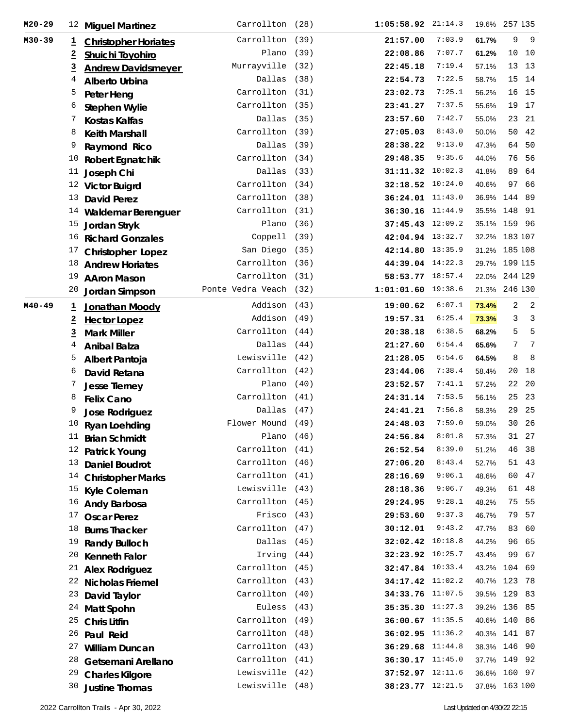| Division | Place | Name | City | Age | Time | Pace | Age Grade | Overall | Gender Place |
|---|---|---|---|---|---|---|---|---|---|
| M20-29 | 12 | Miguel Martinez | Carrollton | (28) | 1:05:58.92 | 21:14.3 | 19.6% | 257 | 135 |
| M30-39 | 1 | Christopher Horiates | Carrollton | (39) | 21:57.00 | 7:03.9 | 61.7% | 9 | 9 |
| | 2 | Shuichi Toyohiro | Plano | (39) | 22:08.86 | 7:07.7 | 61.2% | 10 | 10 |
| | 3 | Andrew Davidsmeyer | Murrayville | (32) | 22:45.18 | 7:19.4 | 57.1% | 13 | 13 |
| | 4 | Alberto Urbina | Dallas | (38) | 22:54.73 | 7:22.5 | 58.7% | 15 | 14 |
| | 5 | Peter Heng | Carrollton | (31) | 23:02.73 | 7:25.1 | 56.2% | 16 | 15 |
| | 6 | Stephen Wylie | Carrollton | (35) | 23:41.27 | 7:37.5 | 55.6% | 19 | 17 |
| | 7 | Kostas Kalfas | Dallas | (35) | 23:57.60 | 7:42.7 | 55.0% | 23 | 21 |
| | 8 | Keith Marshall | Carrollton | (39) | 27:05.03 | 8:43.0 | 50.0% | 50 | 42 |
| | 9 | Raymond Rico | Dallas | (39) | 28:38.22 | 9:13.0 | 47.3% | 64 | 50 |
| | 10 | Robert Egnatchik | Carrollton | (34) | 29:48.35 | 9:35.6 | 44.0% | 76 | 56 |
| | 11 | Joseph Chi | Dallas | (33) | 31:11.32 | 10:02.3 | 41.8% | 89 | 64 |
| | 12 | Victor Buigrd | Carrollton | (34) | 32:18.52 | 10:24.0 | 40.6% | 97 | 66 |
| | 13 | David Perez | Carrollton | (38) | 36:24.01 | 11:43.0 | 36.9% | 144 | 89 |
| | 14 | Waldemar Berenguer | Carrollton | (31) | 36:30.16 | 11:44.9 | 35.5% | 148 | 91 |
| | 15 | Jordan Stryk | Plano | (36) | 37:45.43 | 12:09.2 | 35.1% | 159 | 96 |
| | 16 | Richard Gonzales | Coppell | (39) | 42:04.94 | 13:32.7 | 32.2% | 183 | 107 |
| | 17 | Christopher Lopez | San Diego | (35) | 42:14.80 | 13:35.9 | 31.2% | 185 | 108 |
| | 18 | Andrew Horiates | Carrollton | (36) | 44:39.04 | 14:22.3 | 29.7% | 199 | 115 |
| | 19 | AAron Mason | Carrollton | (31) | 58:53.77 | 18:57.4 | 22.0% | 244 | 129 |
| | 20 | Jordan Simpson | Ponte Vedra Veach | (32) | 1:01:01.60 | 19:38.6 | 21.3% | 246 | 130 |
| M40-49 | 1 | Jonathan Moody | Addison | (43) | 19:00.62 | 6:07.1 | 73.4% | 2 | 2 |
| | 2 | Hector Lopez | Addison | (49) | 19:57.31 | 6:25.4 | 73.3% | 3 | 3 |
| | 3 | Mark Miller | Carrollton | (44) | 20:38.18 | 6:38.5 | 68.2% | 5 | 5 |
| | 4 | Anibal Balza | Dallas | (44) | 21:27.60 | 6:54.4 | 65.6% | 7 | 7 |
| | 5 | Albert Pantoja | Lewisville | (42) | 21:28.05 | 6:54.6 | 64.5% | 8 | 8 |
| | 6 | David Retana | Carrollton | (42) | 23:44.06 | 7:38.4 | 58.4% | 20 | 18 |
| | 7 | Jesse Tierney | Plano | (40) | 23:52.57 | 7:41.1 | 57.2% | 22 | 20 |
| | 8 | Felix Cano | Carrollton | (41) | 24:31.14 | 7:53.5 | 56.1% | 25 | 23 |
| | 9 | Jose Rodriguez | Dallas | (47) | 24:41.21 | 7:56.8 | 58.3% | 29 | 25 |
| | 10 | Ryan Loehding | Flower Mound | (49) | 24:48.03 | 7:59.0 | 59.0% | 30 | 26 |
| | 11 | Brian Schmidt | Plano | (46) | 24:56.84 | 8:01.8 | 57.3% | 31 | 27 |
| | 12 | Patrick Young | Carrollton | (41) | 26:52.54 | 8:39.0 | 51.2% | 46 | 38 |
| | 13 | Daniel Boudrot | Carrollton | (46) | 27:06.20 | 8:43.4 | 52.7% | 51 | 43 |
| | 14 | Christopher Marks | Carrollton | (41) | 28:16.69 | 9:06.1 | 48.6% | 60 | 47 |
| | 15 | Kyle Coleman | Lewisville | (43) | 28:18.36 | 9:06.7 | 49.3% | 61 | 48 |
| | 16 | Andy Barbosa | Carrollton | (45) | 29:24.95 | 9:28.1 | 48.2% | 75 | 55 |
| | 17 | Oscar Perez | Frisco | (43) | 29:53.60 | 9:37.3 | 46.7% | 79 | 57 |
| | 18 | Burns Thacker | Carrollton | (47) | 30:12.01 | 9:43.2 | 47.7% | 83 | 60 |
| | 19 | Randy Bulloch | Dallas | (45) | 32:02.42 | 10:18.8 | 44.2% | 96 | 65 |
| | 20 | Kenneth Falor | Irving | (44) | 32:23.92 | 10:25.7 | 43.4% | 99 | 67 |
| | 21 | Alex Rodriguez | Carrollton | (45) | 32:47.84 | 10:33.4 | 43.2% | 104 | 69 |
| | 22 | Nicholas Friemel | Carrollton | (43) | 34:17.42 | 11:02.2 | 40.7% | 123 | 78 |
| | 23 | David Taylor | Carrollton | (40) | 34:33.76 | 11:07.5 | 39.5% | 129 | 83 |
| | 24 | Matt Spohn | Euless | (43) | 35:35.30 | 11:27.3 | 39.2% | 136 | 85 |
| | 25 | Chris Litfin | Carrollton | (49) | 36:00.67 | 11:35.5 | 40.6% | 140 | 86 |
| | 26 | Paul Reid | Carrollton | (48) | 36:02.95 | 11:36.2 | 40.3% | 141 | 87 |
| | 27 | William Duncan | Carrollton | (43) | 36:29.68 | 11:44.8 | 38.3% | 146 | 90 |
| | 28 | Getsemani Arellano | Carrollton | (41) | 36:30.17 | 11:45.0 | 37.7% | 149 | 92 |
| | 29 | Charles Kilgore | Lewisville | (42) | 37:52.97 | 12:11.6 | 36.6% | 160 | 97 |
| | 30 | Justine Thomas | Lewisville | (48) | 38:23.77 | 12:21.5 | 37.8% | 163 | 100 |

2022 Carrollton Trails - Apr 30, 2022 Last Updated on 4/30/22 22:15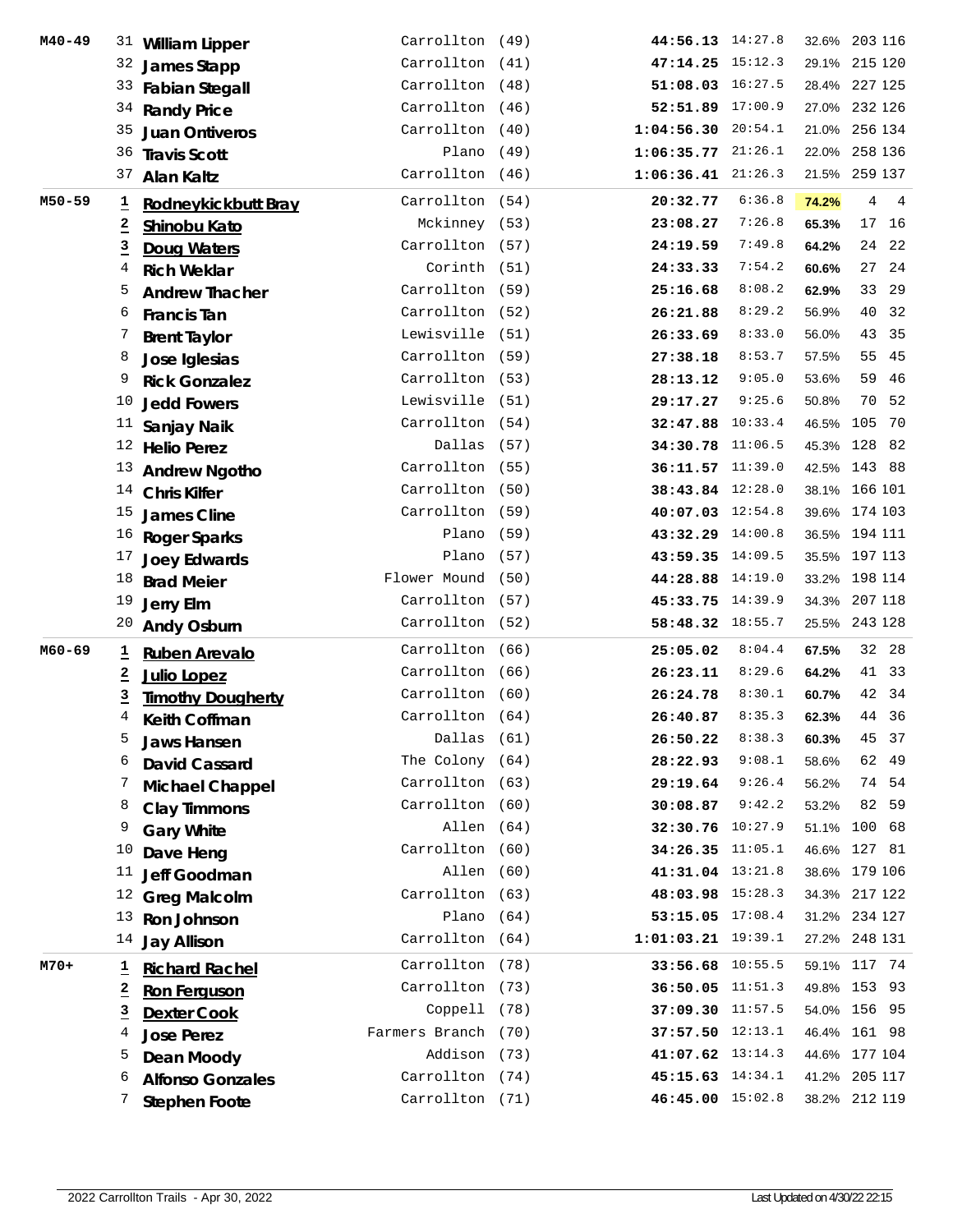| Division | Place | Name | City | Age | Time | Pace | Age % | Overall | Gender |
|---|---|---|---|---|---|---|---|---|---|
| M40-49 | 31 | William Lipper | Carrollton | (49) | **44:56.13** | 14:27.8 | 32.6% | 203 | 116 |
| | 32 | James Stapp | Carrollton | (41) | **47:14.25** | 15:12.3 | 29.1% | 215 | 120 |
| | 33 | Fabian Stegall | Carrollton | (48) | **51:08.03** | 16:27.5 | 28.4% | 227 | 125 |
| | 34 | Randy Price | Carrollton | (46) | **52:51.89** | 17:00.9 | 27.0% | 232 | 126 |
| | 35 | Juan Ontiveros | Carrollton | (40) | **1:04:56.30** | 20:54.1 | 21.0% | 256 | 134 |
| | 36 | Travis Scott | Plano | (49) | **1:06:35.77** | 21:26.1 | 22.0% | 258 | 136 |
| | 37 | Alan Kaltz | Carrollton | (46) | **1:06:36.41** | 21:26.3 | 21.5% | 259 | 137 |
| M50-59 | 1 | Rodneykickbutt Bray | Carrollton | (54) | **20:32.77** | 6:36.8 | **74.2%** | 4 | 4 |
| | 2 | Shinobu Kato | Mckinney | (53) | **23:08.27** | 7:26.8 | **65.3%** | 17 | 16 |
| | 3 | Doug Waters | Carrollton | (57) | **24:19.59** | 7:49.8 | **64.2%** | 24 | 22 |
| | 4 | Rich Weklar | Corinth | (51) | **24:33.33** | 7:54.2 | **60.6%** | 27 | 24 |
| | 5 | Andrew Thacher | Carrollton | (59) | **25:16.68** | 8:08.2 | **62.9%** | 33 | 29 |
| | 6 | Francis Tan | Carrollton | (52) | **26:21.88** | 8:29.2 | 56.9% | 40 | 32 |
| | 7 | Brent Taylor | Lewisville | (51) | **26:33.69** | 8:33.0 | 56.0% | 43 | 35 |
| | 8 | Jose Iglesias | Carrollton | (59) | **27:38.18** | 8:53.7 | 57.5% | 55 | 45 |
| | 9 | Rick Gonzalez | Carrollton | (53) | **28:13.12** | 9:05.0 | 53.6% | 59 | 46 |
| | 10 | Jedd Fowers | Lewisville | (51) | **29:17.27** | 9:25.6 | 50.8% | 70 | 52 |
| | 11 | Sanjay Naik | Carrollton | (54) | **32:47.88** | 10:33.4 | 46.5% | 105 | 70 |
| | 12 | Helio Perez | Dallas | (57) | **34:30.78** | 11:06.5 | 45.3% | 128 | 82 |
| | 13 | Andrew Ngotho | Carrollton | (55) | **36:11.57** | 11:39.0 | 42.5% | 143 | 88 |
| | 14 | Chris Kilfer | Carrollton | (50) | **38:43.84** | 12:28.0 | 38.1% | 166 | 101 |
| | 15 | James Cline | Carrollton | (59) | **40:07.03** | 12:54.8 | 39.6% | 174 | 103 |
| | 16 | Roger Sparks | Plano | (59) | **43:32.29** | 14:00.8 | 36.5% | 194 | 111 |
| | 17 | Joey Edwards | Plano | (57) | **43:59.35** | 14:09.5 | 35.5% | 197 | 113 |
| | 18 | Brad Meier | Flower Mound | (50) | **44:28.88** | 14:19.0 | 33.2% | 198 | 114 |
| | 19 | Jerry Elm | Carrollton | (57) | **45:33.75** | 14:39.9 | 34.3% | 207 | 118 |
| | 20 | Andy Osburn | Carrollton | (52) | **58:48.32** | 18:55.7 | 25.5% | 243 | 128 |
| M60-69 | 1 | Ruben Arevalo | Carrollton | (66) | **25:05.02** | 8:04.4 | **67.5%** | 32 | 28 |
| | 2 | Julio Lopez | Carrollton | (66) | **26:23.11** | 8:29.6 | **64.2%** | 41 | 33 |
| | 3 | Timothy Dougherty | Carrollton | (60) | **26:24.78** | 8:30.1 | **60.7%** | 42 | 34 |
| | 4 | Keith Coffman | Carrollton | (64) | **26:40.87** | 8:35.3 | **62.3%** | 44 | 36 |
| | 5 | Jaws Hansen | Dallas | (61) | **26:50.22** | 8:38.3 | **60.3%** | 45 | 37 |
| | 6 | David Cassard | The Colony | (64) | **28:22.93** | 9:08.1 | 58.6% | 62 | 49 |
| | 7 | Michael Chappel | Carrollton | (63) | **29:19.64** | 9:26.4 | 56.2% | 74 | 54 |
| | 8 | Clay Timmons | Carrollton | (60) | **30:08.87** | 9:42.2 | 53.2% | 82 | 59 |
| | 9 | Gary White | Allen | (64) | **32:30.76** | 10:27.9 | 51.1% | 100 | 68 |
| | 10 | Dave Heng | Carrollton | (60) | **34:26.35** | 11:05.1 | 46.6% | 127 | 81 |
| | 11 | Jeff Goodman | Allen | (60) | **41:31.04** | 13:21.8 | 38.6% | 179 | 106 |
| | 12 | Greg Malcolm | Carrollton | (63) | **48:03.98** | 15:28.3 | 34.3% | 217 | 122 |
| | 13 | Ron Johnson | Plano | (64) | **53:15.05** | 17:08.4 | 31.2% | 234 | 127 |
| | 14 | Jay Allison | Carrollton | (64) | **1:01:03.21** | 19:39.1 | 27.2% | 248 | 131 |
| M70+ | 1 | Richard Rachel | Carrollton | (78) | **33:56.68** | 10:55.5 | 59.1% | 117 | 74 |
| | 2 | Ron Ferguson | Carrollton | (73) | **36:50.05** | 11:51.3 | 49.8% | 153 | 93 |
| | 3 | Dexter Cook | Coppell | (78) | **37:09.30** | 11:57.5 | 54.0% | 156 | 95 |
| | 4 | Jose Perez | Farmers Branch | (70) | **37:57.50** | 12:13.1 | 46.4% | 161 | 98 |
| | 5 | Dean Moody | Addison | (73) | **41:07.62** | 13:14.3 | 44.6% | 177 | 104 |
| | 6 | Alfonso Gonzales | Carrollton | (74) | **45:15.63** | 14:34.1 | 41.2% | 205 | 117 |
| | 7 | Stephen Foote | Carrollton | (71) | **46:45.00** | 15:02.8 | 38.2% | 212 | 119 |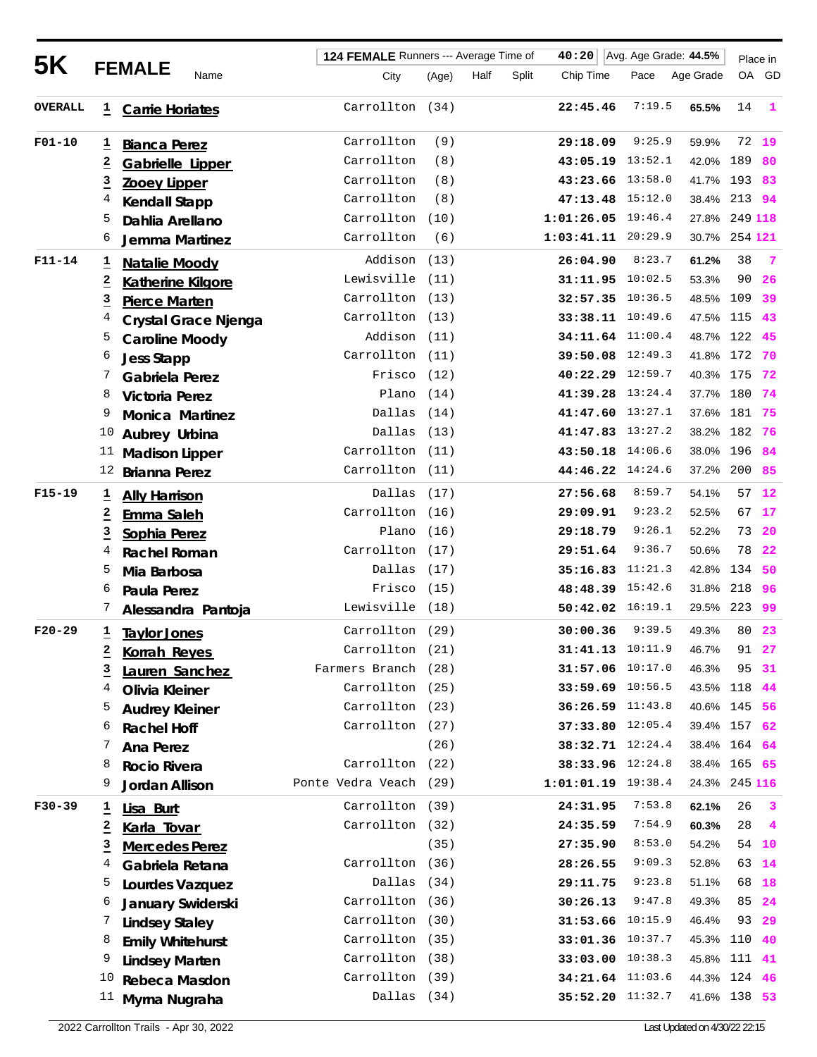# 5K FEMALE

| | | Name | City | (Age) | Half | Split | Chip Time | Pace | Age Grade | Place in OA | GD |
|---|---|---|---|---|---|---|---|---|---|---|---|
| | | | | | | | | | | | |

124 FEMALE Runners --- Average Time of 40:20 | Avg. Age Grade: 44.5%

| Division | Place | Name | City | (Age) | Half | Split | Chip Time | Pace | Age Grade | OA | GD |
|---|---|---|---|---|---|---|---|---|---|---|---|
| OVERALL | 1 | Carrie Horiates | Carrollton | (34) | | | 22:45.46 | 7:19.5 | 65.5% | 14 | 1 |
| F01-10 | 1 | Bianca Perez | Carrollton | (9) | | | 29:18.09 | 9:25.9 | 59.9% | 72 | 19 |
| | 2 | Gabrielle Lipper | Carrollton | (8) | | | 43:05.19 | 13:52.1 | 42.0% | 189 | 80 |
| | 3 | Zooey Lipper | Carrollton | (8) | | | 43:23.66 | 13:58.0 | 41.7% | 193 | 83 |
| | 4 | Kendall Stapp | Carrollton | (8) | | | 47:13.48 | 15:12.0 | 38.4% | 213 | 94 |
| | 5 | Dahlia Arellano | Carrollton | (10) | | | 1:01:26.05 | 19:46.4 | 27.8% | 249 | 118 |
| | 6 | Jemma Martinez | Carrollton | (6) | | | 1:03:41.11 | 20:29.9 | 30.7% | 254 | 121 |
| F11-14 | 1 | Natalie Moody | Addison | (13) | | | 26:04.90 | 8:23.7 | 61.2% | 38 | 7 |
| | 2 | Katherine Kilgore | Lewisville | (11) | | | 31:11.95 | 10:02.5 | 53.3% | 90 | 26 |
| | 3 | Pierce Marten | Carrollton | (13) | | | 32:57.35 | 10:36.5 | 48.5% | 109 | 39 |
| | 4 | Crystal Grace Njenga | Carrollton | (13) | | | 33:38.11 | 10:49.6 | 47.5% | 115 | 43 |
| | 5 | Caroline Moody | Addison | (11) | | | 34:11.64 | 11:00.4 | 48.7% | 122 | 45 |
| | 6 | Jess Stapp | Carrollton | (11) | | | 39:50.08 | 12:49.3 | 41.8% | 172 | 70 |
| | 7 | Gabriela Perez | Frisco | (12) | | | 40:22.29 | 12:59.7 | 40.3% | 175 | 72 |
| | 8 | Victoria Perez | Plano | (14) | | | 41:39.28 | 13:24.4 | 37.7% | 180 | 74 |
| | 9 | Monica Martinez | Dallas | (14) | | | 41:47.60 | 13:27.1 | 37.6% | 181 | 75 |
| | 10 | Aubrey Urbina | Dallas | (13) | | | 41:47.83 | 13:27.2 | 38.2% | 182 | 76 |
| | 11 | Madison Lipper | Carrollton | (11) | | | 43:50.18 | 14:06.6 | 38.0% | 196 | 84 |
| | 12 | Brianna Perez | Carrollton | (11) | | | 44:46.22 | 14:24.6 | 37.2% | 200 | 85 |
| F15-19 | 1 | Ally Harrison | Dallas | (17) | | | 27:56.68 | 8:59.7 | 54.1% | 57 | 12 |
| | 2 | Emma Saleh | Carrollton | (16) | | | 29:09.91 | 9:23.2 | 52.5% | 67 | 17 |
| | 3 | Sophia Perez | Plano | (16) | | | 29:18.79 | 9:26.1 | 52.2% | 73 | 20 |
| | 4 | Rachel Roman | Carrollton | (17) | | | 29:51.64 | 9:36.7 | 50.6% | 78 | 22 |
| | 5 | Mia Barbosa | Dallas | (17) | | | 35:16.83 | 11:21.3 | 42.8% | 134 | 50 |
| | 6 | Paula Perez | Frisco | (15) | | | 48:48.39 | 15:42.6 | 31.8% | 218 | 96 |
| | 7 | Alessandra Pantoja | Lewisville | (18) | | | 50:42.02 | 16:19.1 | 29.5% | 223 | 99 |
| F20-29 | 1 | Taylor Jones | Carrollton | (29) | | | 30:00.36 | 9:39.5 | 49.3% | 80 | 23 |
| | 2 | Korrah Reyes | Carrollton | (21) | | | 31:41.13 | 10:11.9 | 46.7% | 91 | 27 |
| | 3 | Lauren Sanchez | Farmers Branch | (28) | | | 31:57.06 | 10:17.0 | 46.3% | 95 | 31 |
| | 4 | Olivia Kleiner | Carrollton | (25) | | | 33:59.69 | 10:56.5 | 43.5% | 118 | 44 |
| | 5 | Audrey Kleiner | Carrollton | (23) | | | 36:26.59 | 11:43.8 | 40.6% | 145 | 56 |
| | 6 | Rachel Hoff | Carrollton | (27) | | | 37:33.80 | 12:05.4 | 39.4% | 157 | 62 |
| | 7 | Ana Perez | | (26) | | | 38:32.71 | 12:24.4 | 38.4% | 164 | 64 |
| | 8 | Rocio Rivera | Carrollton | (22) | | | 38:33.96 | 12:24.8 | 38.4% | 165 | 65 |
| | 9 | Jordan Allison | Ponte Vedra Veach | (29) | | | 1:01:01.19 | 19:38.4 | 24.3% | 245 | 116 |
| F30-39 | 1 | Lisa Burt | Carrollton | (39) | | | 24:31.95 | 7:53.8 | 62.1% | 26 | 3 |
| | 2 | Karla Tovar | Carrollton | (32) | | | 24:35.59 | 7:54.9 | 60.3% | 28 | 4 |
| | 3 | Mercedes Perez | | (35) | | | 27:35.90 | 8:53.0 | 54.2% | 54 | 10 |
| | 4 | Gabriela Retana | Carrollton | (36) | | | 28:26.55 | 9:09.3 | 52.8% | 63 | 14 |
| | 5 | Lourdes Vazquez | Dallas | (34) | | | 29:11.75 | 9:23.8 | 51.1% | 68 | 18 |
| | 6 | January Swiderski | Carrollton | (36) | | | 30:26.13 | 9:47.8 | 49.3% | 85 | 24 |
| | 7 | Lindsey Staley | Carrollton | (30) | | | 31:53.66 | 10:15.9 | 46.4% | 93 | 29 |
| | 8 | Emily Whitehurst | Carrollton | (35) | | | 33:01.36 | 10:37.7 | 45.3% | 110 | 40 |
| | 9 | Lindsey Marten | Carrollton | (38) | | | 33:03.00 | 10:38.3 | 45.8% | 111 | 41 |
| | 10 | Rebeca Mascon | Carrollton | (39) | | | 34:21.64 | 11:03.6 | 44.3% | 124 | 46 |
| | 11 | Myrna Nugraha | Dallas | (34) | | | 35:52.20 | 11:32.7 | 41.6% | 138 | 53 |

2022 Carrollton Trails - Apr 30, 2022 — Last Updated on 4/30/22 22:15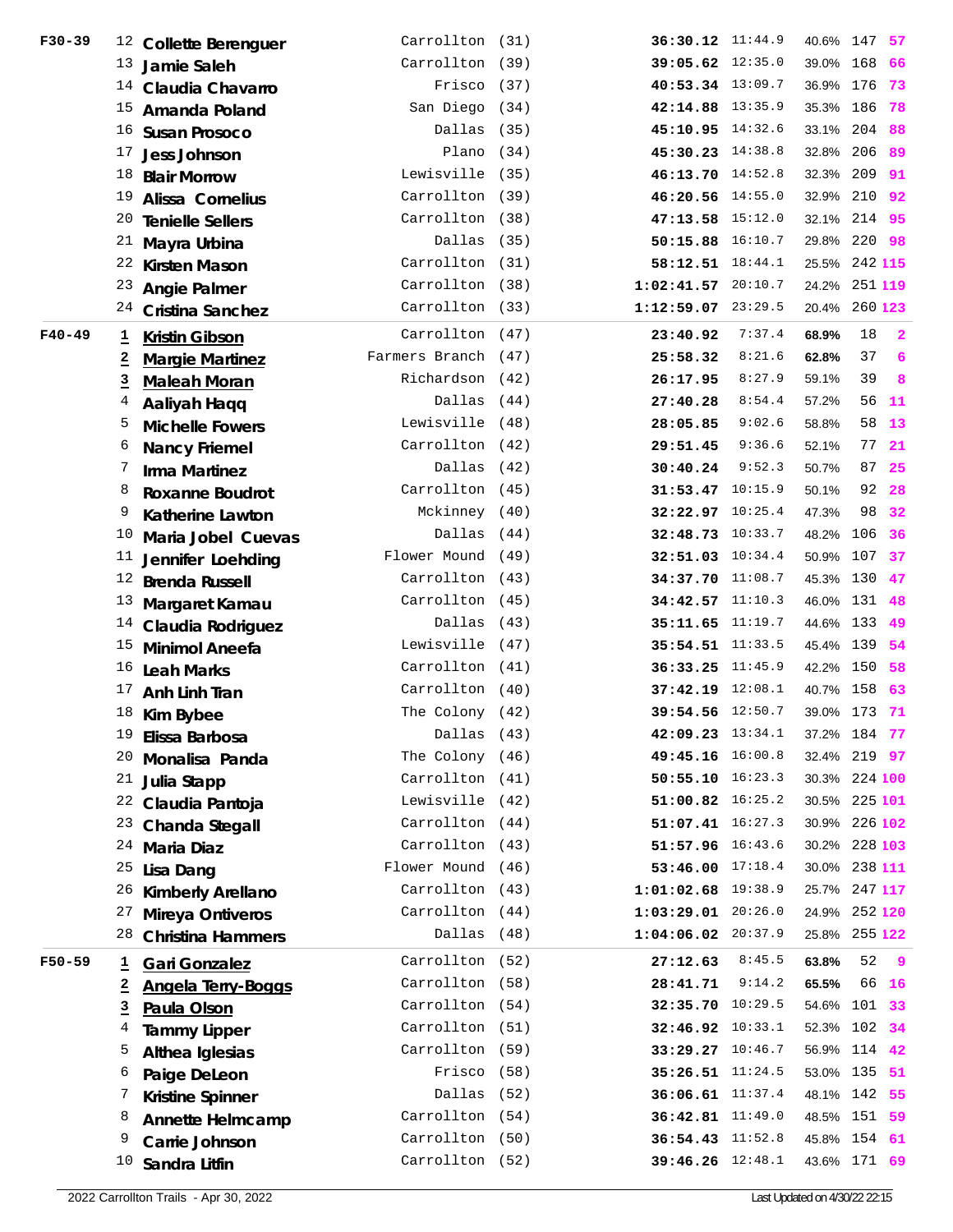| Division | Place | Name | City | Age | Time | Pace | Age % | Overall | Gender Place |
|---|---|---|---|---|---|---|---|---|---|
| F30-39 | 12 | Collette Berenguer | Carrollton | (31) | 36:30.12 | 11:44.9 | 40.6% | 147 | 57 |
| | 13 | Jamie Saleh | Carrollton | (39) | 39:05.62 | 12:35.0 | 39.0% | 168 | 66 |
| | 14 | Claudia Chavarro | Frisco | (37) | 40:53.34 | 13:09.7 | 36.9% | 176 | 73 |
| | 15 | Amanda Poland | San Diego | (34) | 42:14.88 | 13:35.9 | 35.3% | 186 | 78 |
| | 16 | Susan Prosoco | Dallas | (35) | 45:10.95 | 14:32.6 | 33.1% | 204 | 88 |
| | 17 | Jess Johnson | Plano | (34) | 45:30.23 | 14:38.8 | 32.8% | 206 | 89 |
| | 18 | Blair Morrow | Lewisville | (35) | 46:13.70 | 14:52.8 | 32.3% | 209 | 91 |
| | 19 | Alissa Cornelius | Carrollton | (39) | 46:20.56 | 14:55.0 | 32.9% | 210 | 92 |
| | 20 | Tenielle Sellers | Carrollton | (38) | 47:13.58 | 15:12.0 | 32.1% | 214 | 95 |
| | 21 | Mayra Urbina | Dallas | (35) | 50:15.88 | 16:10.7 | 29.8% | 220 | 98 |
| | 22 | Kirsten Mason | Carrollton | (31) | 58:12.51 | 18:44.1 | 25.5% | 242 | 115 |
| | 23 | Angie Palmer | Carrollton | (38) | 1:02:41.57 | 20:10.7 | 24.2% | 251 | 119 |
| | 24 | Cristina Sanchez | Carrollton | (33) | 1:12:59.07 | 23:29.5 | 20.4% | 260 | 123 |
| F40-49 | 1 | Kristin Gibson | Carrollton | (47) | 23:40.92 | 7:37.4 | 68.9% | 18 | 2 |
| | 2 | Margie Martinez | Farmers Branch | (47) | 25:58.32 | 8:21.6 | 62.8% | 37 | 6 |
| | 3 | Maleah Moran | Richardson | (42) | 26:17.95 | 8:27.9 | 59.1% | 39 | 8 |
| | 4 | Aaliyah Haqq | Dallas | (44) | 27:40.28 | 8:54.4 | 57.2% | 56 | 11 |
| | 5 | Michelle Fowers | Lewisville | (48) | 28:05.85 | 9:02.6 | 58.8% | 58 | 13 |
| | 6 | Nancy Friemel | Carrollton | (42) | 29:51.45 | 9:36.6 | 52.1% | 77 | 21 |
| | 7 | Irma Martinez | Dallas | (42) | 30:40.24 | 9:52.3 | 50.7% | 87 | 25 |
| | 8 | Roxanne Boudrot | Carrollton | (45) | 31:53.47 | 10:15.9 | 50.1% | 92 | 28 |
| | 9 | Katherine Lawton | Mckinney | (40) | 32:22.97 | 10:25.4 | 47.3% | 98 | 32 |
| | 10 | Maria Jobel Cuevas | Dallas | (44) | 32:48.73 | 10:33.7 | 48.2% | 106 | 36 |
| | 11 | Jennifer Loehding | Flower Mound | (49) | 32:51.03 | 10:34.4 | 50.9% | 107 | 37 |
| | 12 | Brenda Russell | Carrollton | (43) | 34:37.70 | 11:08.7 | 45.3% | 130 | 47 |
| | 13 | Margaret Kamau | Carrollton | (45) | 34:42.57 | 11:10.3 | 46.0% | 131 | 48 |
| | 14 | Claudia Rodriguez | Dallas | (43) | 35:11.65 | 11:19.7 | 44.6% | 133 | 49 |
| | 15 | Minimol Aneefa | Lewisville | (47) | 35:54.51 | 11:33.5 | 45.4% | 139 | 54 |
| | 16 | Leah Marks | Carrollton | (41) | 36:33.25 | 11:45.9 | 42.2% | 150 | 58 |
| | 17 | Anh Linh Tran | Carrollton | (40) | 37:42.19 | 12:08.1 | 40.7% | 158 | 63 |
| | 18 | Kim Bybee | The Colony | (42) | 39:54.56 | 12:50.7 | 39.0% | 173 | 71 |
| | 19 | Elissa Barbosa | Dallas | (43) | 42:09.23 | 13:34.1 | 37.2% | 184 | 77 |
| | 20 | Monalisa Panda | The Colony | (46) | 49:45.16 | 16:00.8 | 32.4% | 219 | 97 |
| | 21 | Julia Stapp | Carrollton | (41) | 50:55.10 | 16:23.3 | 30.3% | 224 | 100 |
| | 22 | Claudia Pantoja | Lewisville | (42) | 51:00.82 | 16:25.2 | 30.5% | 225 | 101 |
| | 23 | Chanda Stegall | Carrollton | (44) | 51:07.41 | 16:27.3 | 30.9% | 226 | 102 |
| | 24 | Maria Diaz | Carrollton | (43) | 51:57.96 | 16:43.6 | 30.2% | 228 | 103 |
| | 25 | Lisa Dang | Flower Mound | (46) | 53:46.00 | 17:18.4 | 30.0% | 238 | 111 |
| | 26 | Kimberly Arellano | Carrollton | (43) | 1:01:02.68 | 19:38.9 | 25.7% | 247 | 117 |
| | 27 | Mireya Ontiveros | Carrollton | (44) | 1:03:29.01 | 20:26.0 | 24.9% | 252 | 120 |
| | 28 | Christina Hammers | Dallas | (48) | 1:04:06.02 | 20:37.9 | 25.8% | 255 | 122 |
| F50-59 | 1 | Gari Gonzalez | Carrollton | (52) | 27:12.63 | 8:45.5 | 63.8% | 52 | 9 |
| | 2 | Angela Terry-Boggs | Carrollton | (58) | 28:41.71 | 9:14.2 | 65.5% | 66 | 16 |
| | 3 | Paula Olson | Carrollton | (54) | 32:35.70 | 10:29.5 | 54.6% | 101 | 33 |
| | 4 | Tammy Lipper | Carrollton | (51) | 32:46.92 | 10:33.1 | 52.3% | 102 | 34 |
| | 5 | Althea Iglesias | Carrollton | (59) | 33:29.27 | 10:46.7 | 56.9% | 114 | 42 |
| | 6 | Paige DeLeon | Frisco | (58) | 35:26.51 | 11:24.5 | 53.0% | 135 | 51 |
| | 7 | Kristine Spinner | Dallas | (52) | 36:06.61 | 11:37.4 | 48.1% | 142 | 55 |
| | 8 | Annette Helmcamp | Carrollton | (54) | 36:42.81 | 11:49.0 | 48.5% | 151 | 59 |
| | 9 | Carrie Johnson | Carrollton | (50) | 36:54.43 | 11:52.8 | 45.8% | 154 | 61 |
| | 10 | Sandra Litfin | Carrollton | (52) | 39:46.26 | 12:48.1 | 43.6% | 171 | 69 |

2022 Carrollton Trails - Apr 30, 2022 — Last Updated on 4/30/22 22:15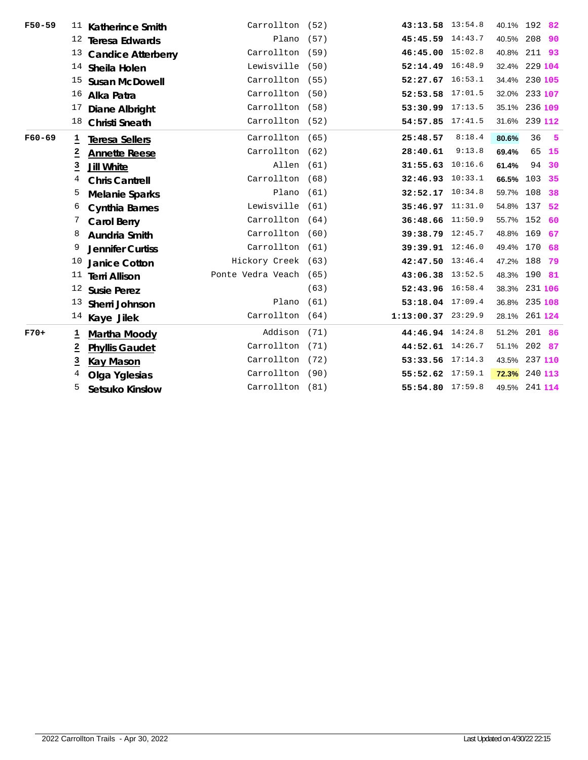| | | | | | | | | | |
|---|---|---|---|---|---|---|---|---|---|
| F50-59 | 11 | Katherince Smith | Carrollton | (52) | 43:13.58 | 13:54.8 | 40.1% | 192 | 82 |
| | 12 | Teresa Edwards | Plano | (57) | 45:45.59 | 14:43.7 | 40.5% | 208 | 90 |
| | 13 | Candice Atterberry | Carrollton | (59) | 46:45.00 | 15:02.8 | 40.8% | 211 | 93 |
| | 14 | Sheila Holen | Lewisville | (50) | 52:14.49 | 16:48.9 | 32.4% | 229 | 104 |
| | 15 | Susan McDowell | Carrollton | (55) | 52:27.67 | 16:53.1 | 34.4% | 230 | 105 |
| | 16 | Alka Patra | Carrollton | (50) | 52:53.58 | 17:01.5 | 32.0% | 233 | 107 |
| | 17 | Diane Albright | Carrollton | (58) | 53:30.99 | 17:13.5 | 35.1% | 236 | 109 |
| | 18 | Christi Sneath | Carrollton | (52) | 54:57.85 | 17:41.5 | 31.6% | 239 | 112 |
| F60-69 | 1 | Teresa Sellers | Carrollton | (65) | 25:48.57 | 8:18.4 | 80.6% | 36 | 5 |
| | 2 | Annette Reese | Carrollton | (62) | 28:40.61 | 9:13.8 | 69.4% | 65 | 15 |
| | 3 | Jill White | Allen | (61) | 31:55.63 | 10:16.6 | 61.4% | 94 | 30 |
| | 4 | Chris Cantrell | Carrollton | (68) | 32:46.93 | 10:33.1 | 66.5% | 103 | 35 |
| | 5 | Melanie Sparks | Plano | (61) | 32:52.17 | 10:34.8 | 59.7% | 108 | 38 |
| | 6 | Cynthia Barnes | Lewisville | (61) | 35:46.97 | 11:31.0 | 54.8% | 137 | 52 |
| | 7 | Carol Berry | Carrollton | (64) | 36:48.66 | 11:50.9 | 55.7% | 152 | 60 |
| | 8 | Aundria Smith | Carrollton | (60) | 39:38.79 | 12:45.7 | 48.8% | 169 | 67 |
| | 9 | Jennifer Curtiss | Carrollton | (61) | 39:39.91 | 12:46.0 | 49.4% | 170 | 68 |
| | 10 | Janice Cotton | Hickory Creek | (63) | 42:47.50 | 13:46.4 | 47.2% | 188 | 79 |
| | 11 | Terri Allison | Ponte Vedra Veach | (65) | 43:06.38 | 13:52.5 | 48.3% | 190 | 81 |
| | 12 | Susie Perez | | (63) | 52:43.96 | 16:58.4 | 38.3% | 231 | 106 |
| | 13 | Sherri Johnson | Plano | (61) | 53:18.04 | 17:09.4 | 36.8% | 235 | 108 |
| | 14 | Kaye Jilek | Carrollton | (64) | 1:13:00.37 | 23:29.9 | 28.1% | 261 | 124 |
| F70+ | 1 | Martha Moody | Addison | (71) | 44:46.94 | 14:24.8 | 51.2% | 201 | 86 |
| | 2 | Phyllis Gaudet | Carrollton | (71) | 44:52.61 | 14:26.7 | 51.1% | 202 | 87 |
| | 3 | Kay Mason | Carrollton | (72) | 53:33.56 | 17:14.3 | 43.5% | 237 | 110 |
| | 4 | Olga Yglesias | Carrollton | (90) | 55:52.62 | 17:59.1 | 72.3% | 240 | 113 |
| | 5 | Setsuko Kinslow | Carrollton | (81) | 55:54.80 | 17:59.8 | 49.5% | 241 | 114 |

2022 Carrollton Trails - Apr 30, 2022

Last Updated on 4/30/22 22:15